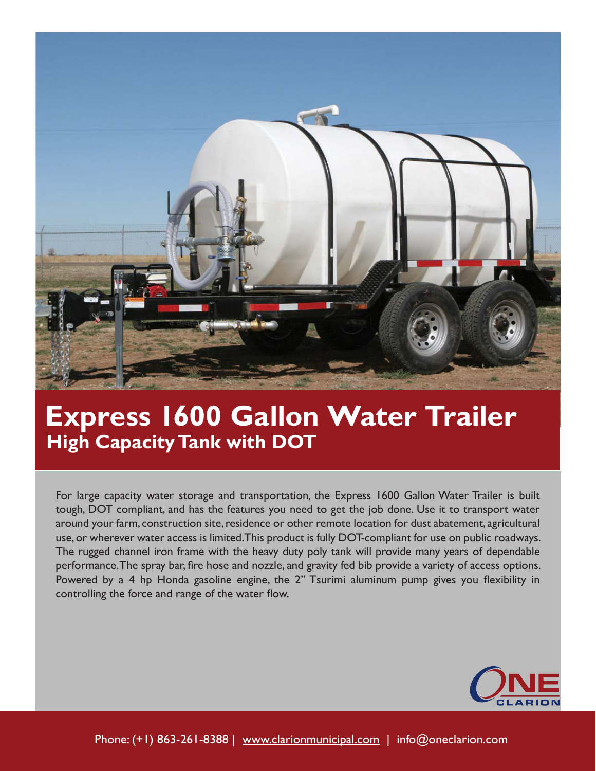# Express 1600 Gallon Water Trailer

## High Capacity Tank with DOT

For large capacity water storage and transportation, the Express 1600 Gallon Water Trailer is built tough, DOT compliant, and has the features you need to get the job done. Use it to transport water around your farm, construction site, residence or other remote location for dust abatement, agricultural use, or wherever water access is limited. This product is fully DOT-compliant for use on public roadways. The rugged channel iron frame with the heavy duty poly tank will provide many years of dependable performance. The spray bar, fire hose and nozzle, and gravity fed bib provide a variety of access options. Powered by a 4 hp Honda gasoline engine, the 2" Tsurimi aluminum pump gives you flexibility in controlling the force and range of the water flow.

ONE CLARION

Phone: (+1) 863-261-8388 | www.clarionmunicipal.com | info@oneclarion.com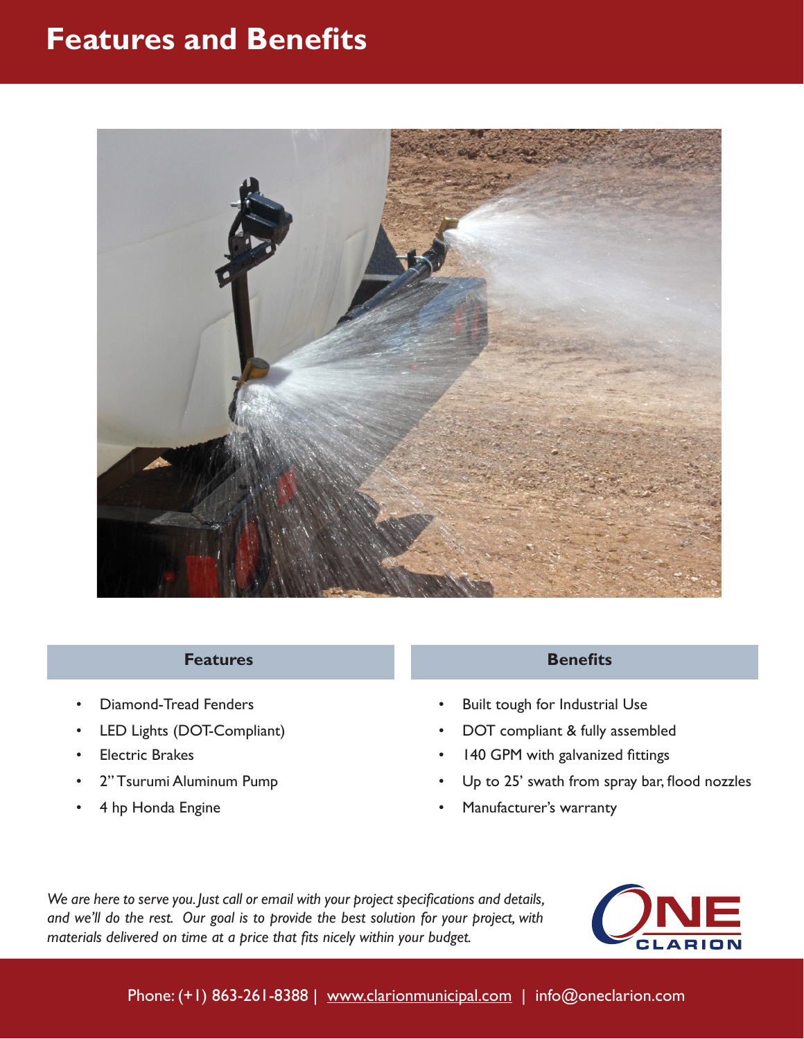# Features and Benefits

| Features | Benefits |
| --- | --- |
| • Diamond-Tread Fenders | • Built tough for Industrial Use |
| • LED Lights (DOT-Compliant) | • DOT compliant & fully assembled |
| • Electric Brakes | • 140 GPM with galvanized fittings |
| • 2" Tsurumi Aluminum Pump | • Up to 25' swath from spray bar, flood nozzles |
| • 4 hp Honda Engine | • Manufacturer's warranty |

*We are here to serve you. Just call or email with your project specifications and details, and we'll do the rest. Our goal is to provide the best solution for your project, with materials delivered on time at a price that fits nicely within your budget.*

ONE CLARION

Phone: (+1) 863-261-8388 | www.clarionmunicipal.com | info@oneclarion.com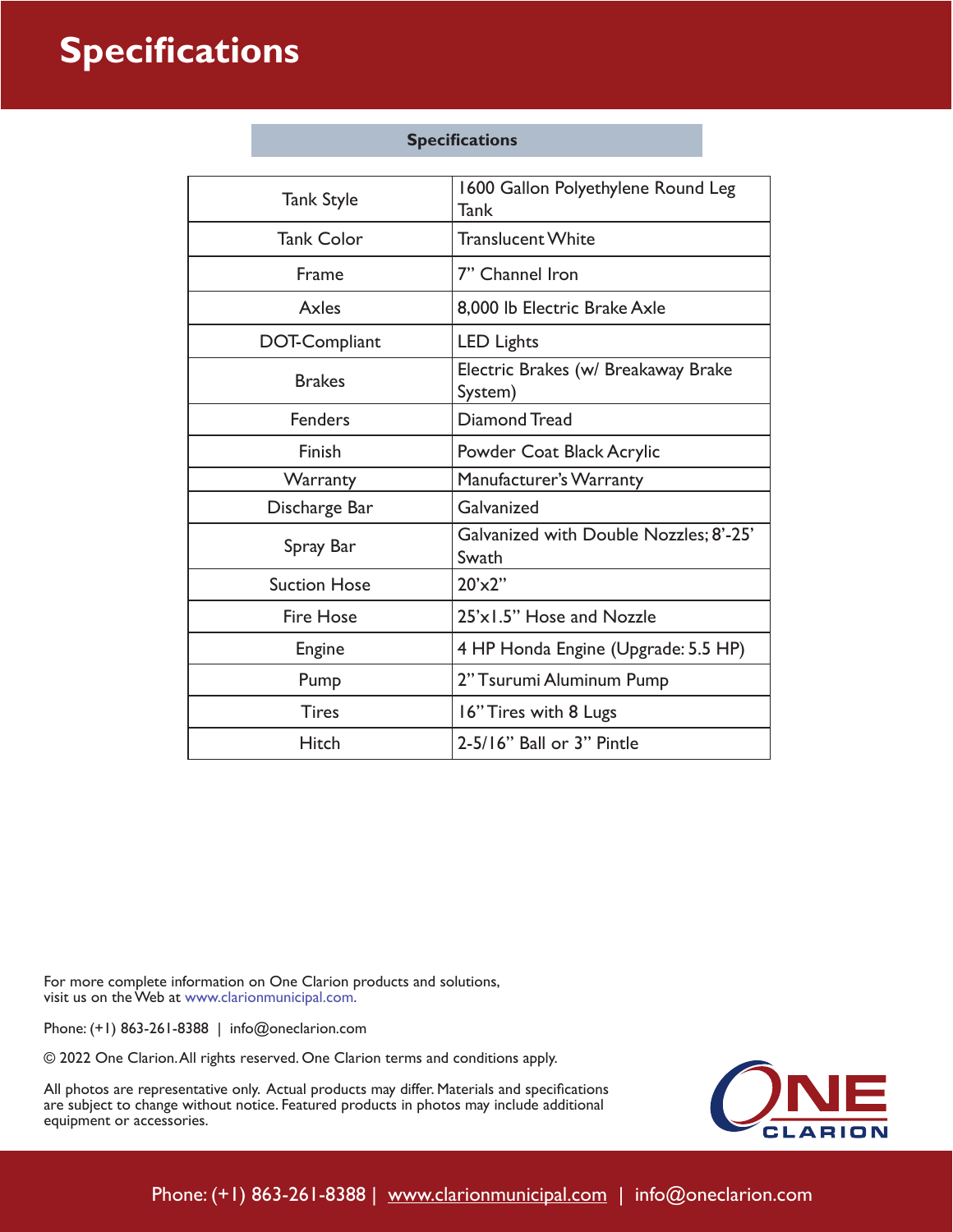# Specifications

## Specifications

| | |
|---|---|
| Tank Style | 1600 Gallon Polyethylene Round Leg Tank |
| Tank Color | Translucent White |
| Frame | 7" Channel Iron |
| Axles | 8,000 lb Electric Brake Axle |
| DOT-Compliant | LED Lights |
| Brakes | Electric Brakes (w/ Breakaway Brake System) |
| Fenders | Diamond Tread |
| Finish | Powder Coat Black Acrylic |
| Warranty | Manufacturer's Warranty |
| Discharge Bar | Galvanized |
| Spray Bar | Galvanized with Double Nozzles; 8'-25' Swath |
| Suction Hose | 20'x2" |
| Fire Hose | 25'x1.5" Hose and Nozzle |
| Engine | 4 HP Honda Engine (Upgrade: 5.5 HP) |
| Pump | 2" Tsurumi Aluminum Pump |
| Tires | 16" Tires with 8 Lugs |
| Hitch | 2-5/16" Ball or 3" Pintle |

For more complete information on One Clarion products and solutions, visit us on the Web at www.clarionmunicipal.com.

Phone: (+1) 863-261-8388 | info@oneclarion.com

© 2022 One Clarion. All rights reserved. One Clarion terms and conditions apply.

All photos are representative only. Actual products may differ. Materials and specifications are subject to change without notice. Featured products in photos may include additional equipment or accessories.

ONE CLARION

Phone: (+1) 863-261-8388 | www.clarionmunicipal.com | info@oneclarion.com